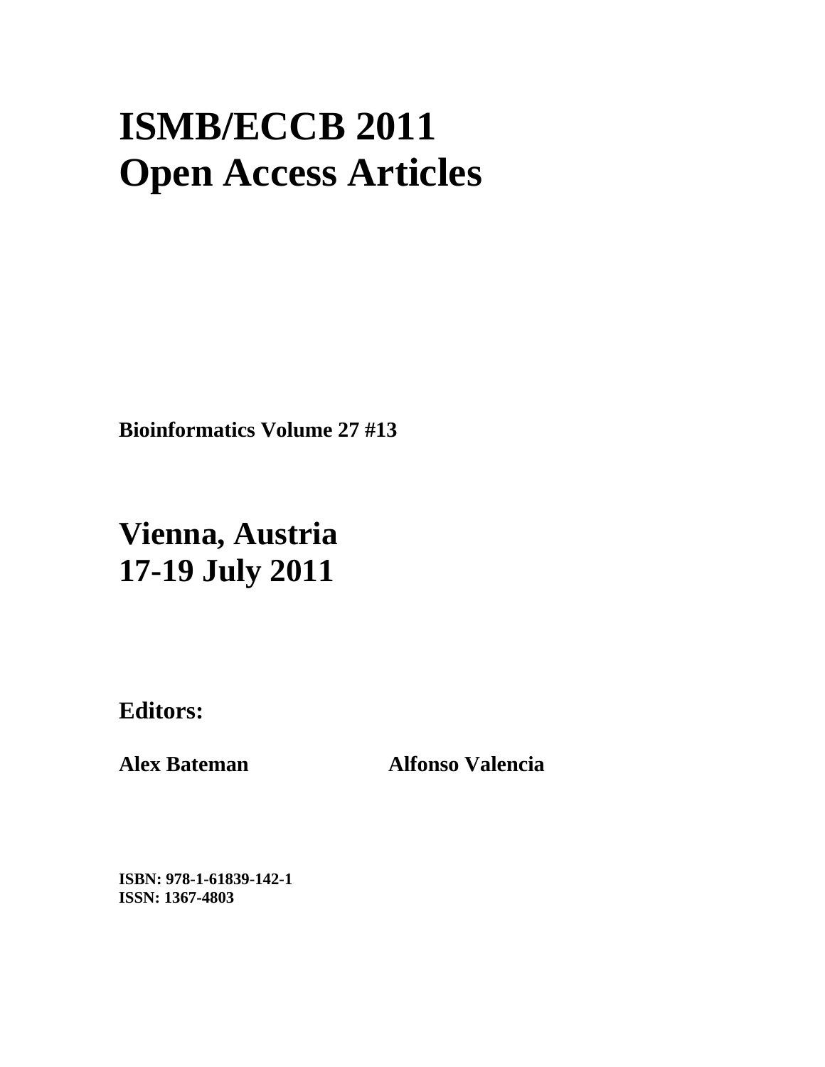# ISMB/ECCB 2011
# Open Access Articles

**Bioinformatics Volume 27 #13**

## Vienna, Austria
## 17-19 July 2011

### Editors:

**Alex Bateman** **Alfonso Valencia**

**ISBN: 978-1-61839-142-1**
**ISSN: 1367-4803**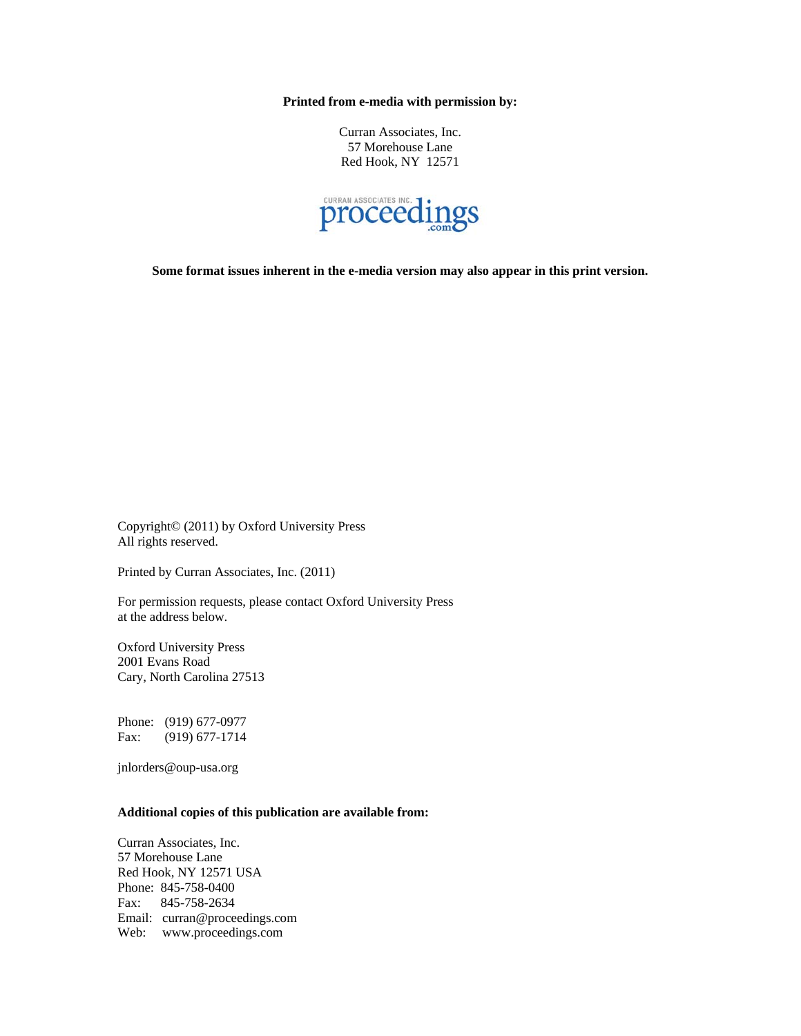**Printed from e-media with permission by:**

Curran Associates, Inc.
57 Morehouse Lane
Red Hook, NY 12571

CURRAN ASSOCIATES INC. proceedings .com

**Some format issues inherent in the e-media version may also appear in this print version.**

Copyright© (2011) by Oxford University Press
All rights reserved.

Printed by Curran Associates, Inc. (2011)

For permission requests, please contact Oxford University Press
at the address below.

Oxford University Press
2001 Evans Road
Cary, North Carolina 27513

Phone: (919) 677-0977
Fax: (919) 677-1714

jnlorders@oup-usa.org

**Additional copies of this publication are available from:**

Curran Associates, Inc.
57 Morehouse Lane
Red Hook, NY 12571 USA
Phone: 845-758-0400
Fax: 845-758-2634
Email: curran@proceedings.com
Web: www.proceedings.com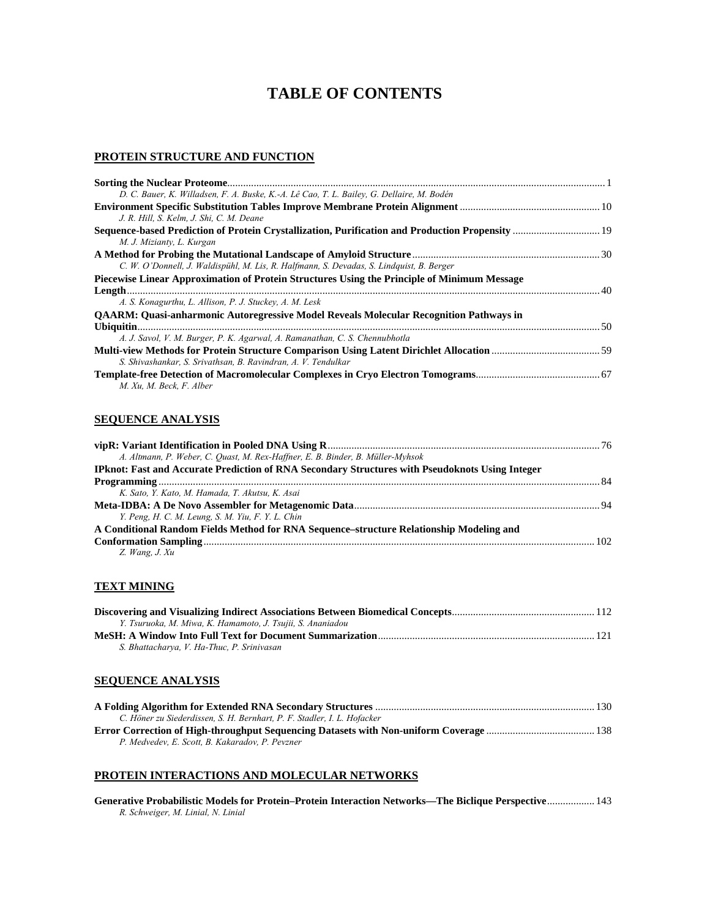# TABLE OF CONTENTS

## PROTEIN STRUCTURE AND FUNCTION

**Sorting the Nuclear Proteome** ... 1
*D. C. Bauer, K. Willadsen, F. A. Buske, K.-A. Lê Cao, T. L. Bailey, G. Dellaire, M. Bodén*

**Environment Specific Substitution Tables Improve Membrane Protein Alignment** ... 10
*J. R. Hill, S. Kelm, J. Shi, C. M. Deane*

**Sequence-based Prediction of Protein Crystallization, Purification and Production Propensity** ... 19
*M. J. Mizianty, L. Kurgan*

**A Method for Probing the Mutational Landscape of Amyloid Structure** ... 30
*C. W. O'Donnell, J. Waldispühl, M. Lis, R. Halfmann, S. Devadas, S. Lindquist, B. Berger*

**Piecewise Linear Approximation of Protein Structures Using the Principle of Minimum Message Length** ... 40
*A. S. Konagurthu, L. Allison, P. J. Stuckey, A. M. Lesk*

**QAARM: Quasi-anharmonic Autoregressive Model Reveals Molecular Recognition Pathways in Ubiquitin** ... 50
*A. J. Savol, V. M. Burger, P. K. Agarwal, A. Ramanathan, C. S. Chennubhotla*

**Multi-view Methods for Protein Structure Comparison Using Latent Dirichlet Allocation** ... 59
*S. Shivashankar, S. Srivathsan, B. Ravindran, A. V. Tendulkar*

**Template-free Detection of Macromolecular Complexes in Cryo Electron Tomograms** ... 67
*M. Xu, M. Beck, F. Alber*

## SEQUENCE ANALYSIS

**vipR: Variant Identification in Pooled DNA Using R** ... 76
*A. Altmann, P. Weber, C. Quast, M. Rex-Haffner, E. B. Binder, B. Müller-Myhsok*

**IPknot: Fast and Accurate Prediction of RNA Secondary Structures with Pseudoknots Using Integer Programming** ... 84
*K. Sato, Y. Kato, M. Hamada, T. Akutsu, K. Asai*

**Meta-IDBA: A De Novo Assembler for Metagenomic Data** ... 94
*Y. Peng, H. C. M. Leung, S. M. Yiu, F. Y. L. Chin*

**A Conditional Random Fields Method for RNA Sequence–structure Relationship Modeling and Conformation Sampling** ... 102
*Z. Wang, J. Xu*

## TEXT MINING

**Discovering and Visualizing Indirect Associations Between Biomedical Concepts** ... 112
*Y. Tsuruoka, M. Miwa, K. Hamamoto, J. Tsujii, S. Ananiadou*

**MeSH: A Window Into Full Text for Document Summarization** ... 121
*S. Bhattacharya, V. Ha-Thuc, P. Srinivasan*

## SEQUENCE ANALYSIS

**A Folding Algorithm for Extended RNA Secondary Structures** ... 130
*C. Höner zu Siederdissen, S. H. Bernhart, P. F. Stadler, I. L. Hofacker*

**Error Correction of High-throughput Sequencing Datasets with Non-uniform Coverage** ... 138
*P. Medvedev, E. Scott, B. Kakaradov, P. Pevzner*

## PROTEIN INTERACTIONS AND MOLECULAR NETWORKS

**Generative Probabilistic Models for Protein–Protein Interaction Networks—The Biclique Perspective** ... 143
*R. Schweiger, M. Linial, N. Linial*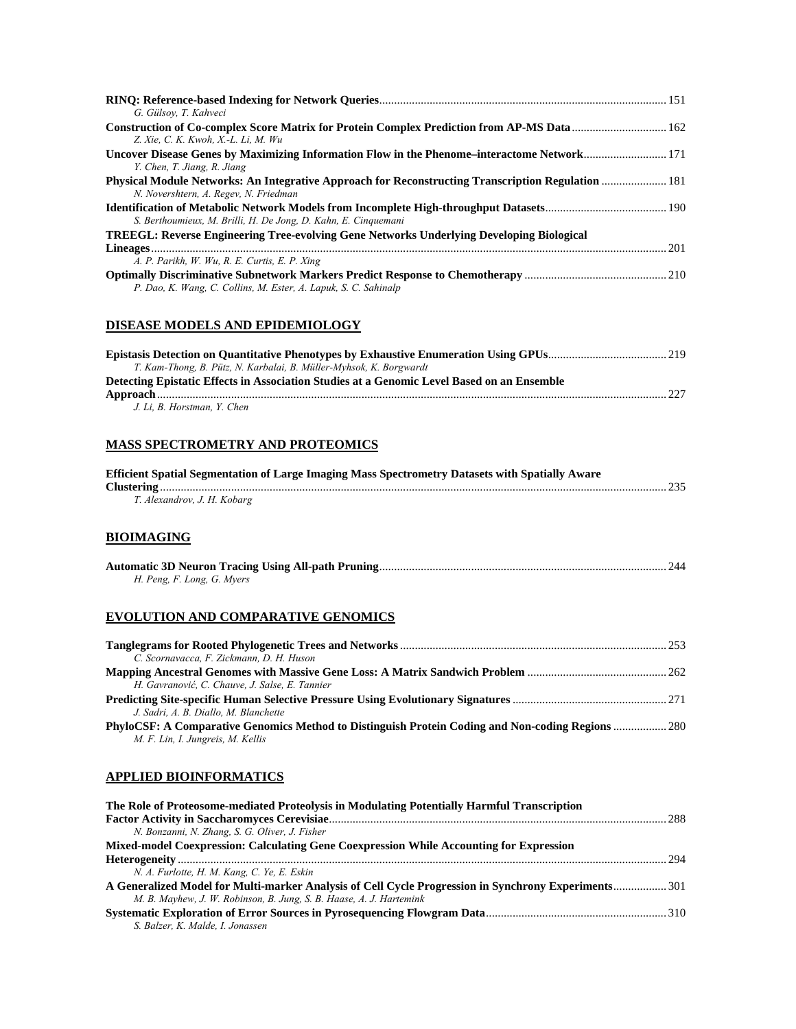**RINQ: Reference-based Indexing for Network Queries** ... 151
*G. Gülsoy, T. Kahveci*

**Construction of Co-complex Score Matrix for Protein Complex Prediction from AP-MS Data** ... 162
*Z. Xie, C. K. Kwoh, X.-L. Li, M. Wu*

**Uncover Disease Genes by Maximizing Information Flow in the Phenome–interactome Network** ... 171
*Y. Chen, T. Jiang, R. Jiang*

**Physical Module Networks: An Integrative Approach for Reconstructing Transcription Regulation** ... 181
*N. Novershtern, A. Regev, N. Friedman*

**Identification of Metabolic Network Models from Incomplete High-throughput Datasets** ... 190
*S. Berthoumieux, M. Brilli, H. De Jong, D. Kahn, E. Cinquemani*

**TREEGL: Reverse Engineering Tree-evolving Gene Networks Underlying Developing Biological Lineages** ... 201
*A. P. Parikh, W. Wu, R. E. Curtis, E. P. Xing*

**Optimally Discriminative Subnetwork Markers Predict Response to Chemotherapy** ... 210
*P. Dao, K. Wang, C. Collins, M. Ester, A. Lapuk, S. C. Sahinalp*

## DISEASE MODELS AND EPIDEMIOLOGY

**Epistasis Detection on Quantitative Phenotypes by Exhaustive Enumeration Using GPUs** ... 219
*T. Kam-Thong, B. Pütz, N. Karbalai, B. Müller-Myhsok, K. Borgwardt*

**Detecting Epistatic Effects in Association Studies at a Genomic Level Based on an Ensemble Approach** ... 227
*J. Li, B. Horstman, Y. Chen*

## MASS SPECTROMETRY AND PROTEOMICS

**Efficient Spatial Segmentation of Large Imaging Mass Spectrometry Datasets with Spatially Aware Clustering** ... 235
*T. Alexandrov, J. H. Kobarg*

## BIOIMAGING

**Automatic 3D Neuron Tracing Using All-path Pruning** ... 244
*H. Peng, F. Long, G. Myers*

## EVOLUTION AND COMPARATIVE GENOMICS

**Tanglegrams for Rooted Phylogenetic Trees and Networks** ... 253
*C. Scornavacca, F. Zickmann, D. H. Huson*

**Mapping Ancestral Genomes with Massive Gene Loss: A Matrix Sandwich Problem** ... 262
*H. Gavranović, C. Chauve, J. Salse, E. Tannier*

**Predicting Site-specific Human Selective Pressure Using Evolutionary Signatures** ... 271
*J. Sadri, A. B. Diallo, M. Blanchette*

**PhyloCSF: A Comparative Genomics Method to Distinguish Protein Coding and Non-coding Regions** ... 280
*M. F. Lin, I. Jungreis, M. Kellis*

## APPLIED BIOINFORMATICS

**The Role of Proteosome-mediated Proteolysis in Modulating Potentially Harmful Transcription Factor Activity in Saccharomyces Cerevisiae** ... 288
*N. Bonzanni, N. Zhang, S. G. Oliver, J. Fisher*

**Mixed-model Coexpression: Calculating Gene Coexpression While Accounting for Expression Heterogeneity** ... 294
*N. A. Furlotte, H. M. Kang, C. Ye, E. Eskin*

**A Generalized Model for Multi-marker Analysis of Cell Cycle Progression in Synchrony Experiments** ... 301
*M. B. Mayhew, J. W. Robinson, B. Jung, S. B. Haase, A. J. Hartemink*

**Systematic Exploration of Error Sources in Pyrosequencing Flowgram Data** ... 310
*S. Balzer, K. Malde, I. Jonassen*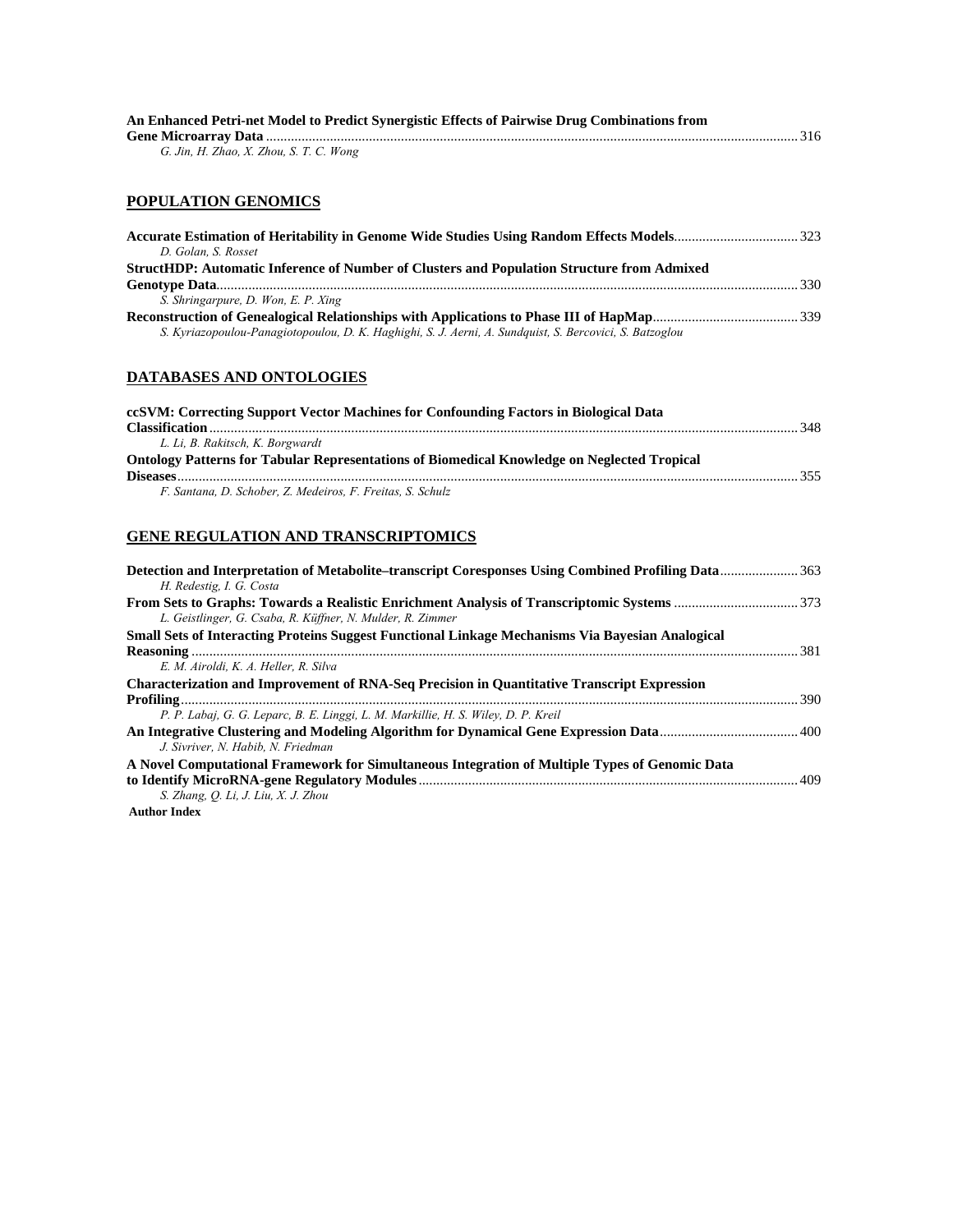**An Enhanced Petri-net Model to Predict Synergistic Effects of Pairwise Drug Combinations from Gene Microarray Data** ........ 316
*G. Jin, H. Zhao, X. Zhou, S. T. C. Wong*

## POPULATION GENOMICS

**Accurate Estimation of Heritability in Genome Wide Studies Using Random Effects Models** ........ 323
*D. Golan, S. Rosset*

**StructHDP: Automatic Inference of Number of Clusters and Population Structure from Admixed Genotype Data** ........ 330
*S. Shringarpure, D. Won, E. P. Xing*

**Reconstruction of Genealogical Relationships with Applications to Phase III of HapMap** ........ 339
*S. Kyriazopoulou-Panagiotopoulou, D. K. Haghighi, S. J. Aerni, A. Sundquist, S. Bercovici, S. Batzoglou*

## DATABASES AND ONTOLOGIES

**ccSVM: Correcting Support Vector Machines for Confounding Factors in Biological Data Classification** ........ 348
*L. Li, B. Rakitsch, K. Borgwardt*

**Ontology Patterns for Tabular Representations of Biomedical Knowledge on Neglected Tropical Diseases** ........ 355
*F. Santana, D. Schober, Z. Medeiros, F. Freitas, S. Schulz*

## GENE REGULATION AND TRANSCRIPTOMICS

**Detection and Interpretation of Metabolite–transcript Coresponses Using Combined Profiling Data** ........ 363
*H. Redestig, I. G. Costa*

**From Sets to Graphs: Towards a Realistic Enrichment Analysis of Transcriptomic Systems** ........ 373
*L. Geistlinger, G. Csaba, R. Küffner, N. Mulder, R. Zimmer*

**Small Sets of Interacting Proteins Suggest Functional Linkage Mechanisms Via Bayesian Analogical Reasoning** ........ 381
*E. M. Airoldi, K. A. Heller, R. Silva*

**Characterization and Improvement of RNA-Seq Precision in Quantitative Transcript Expression Profiling** ........ 390
*P. P. Labaj, G. G. Leparc, B. E. Linggi, L. M. Markillie, H. S. Wiley, D. P. Kreil*

**An Integrative Clustering and Modeling Algorithm for Dynamical Gene Expression Data** ........ 400
*J. Sivriver, N. Habib, N. Friedman*

**A Novel Computational Framework for Simultaneous Integration of Multiple Types of Genomic Data to Identify MicroRNA-gene Regulatory Modules** ........ 409
*S. Zhang, Q. Li, J. Liu, X. J. Zhou*

**Author Index**